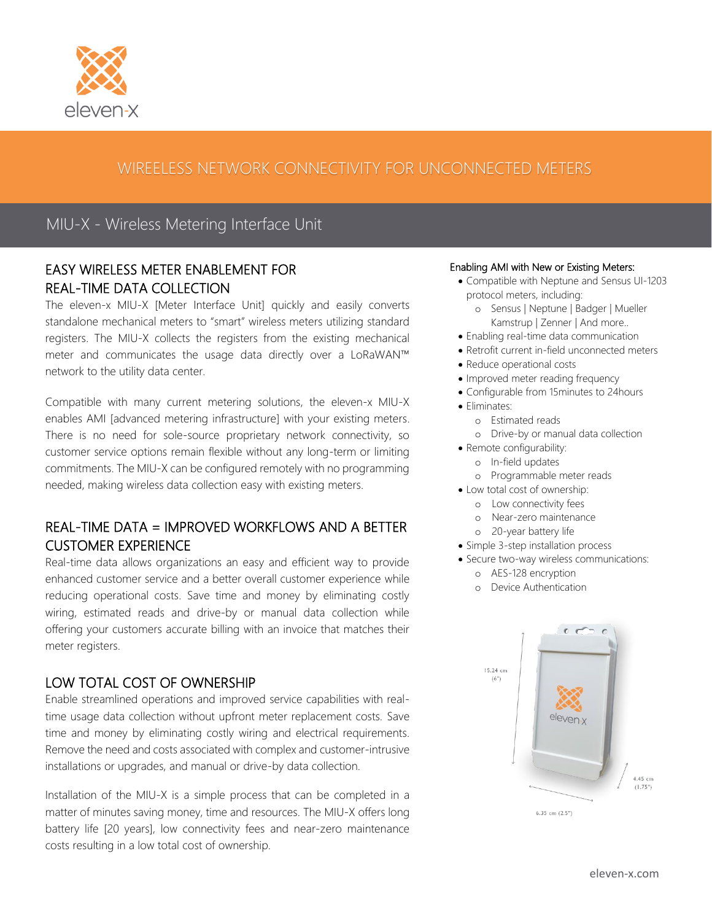# WIREELESS NETWORK CONNECTIVITY FOR UNCONNECTED METERS

## MIU-X - Wireless Metering Interface Unit

### EASY WIRELESS METER ENABLEMENT FOR REAL-TIME DATA COLLECTION

The eleven-x MIU-X [Meter Interface Unit] quickly and easily converts standalone mechanical meters to "smart" wireless meters utilizing standard registers. The MIU-X collects the registers from the existing mechanical meter and communicates the usage data directly over a LoRaWAN™ network to the utility data center.

Compatible with many current metering solutions, the eleven-x MIU-X enables AMI [advanced metering infrastructure] with your existing meters. There is no need for sole-source proprietary network connectivity, so customer service options remain flexible without any long-term or limiting commitments. The MIU-X can be configured remotely with no programming needed, making wireless data collection easy with existing meters.

### REAL-TIME DATA = IMPROVED WORKFLOWS AND A BETTER CUSTOMER EXPERIENCE

Real-time data allows organizations an easy and efficient way to provide enhanced customer service and a better overall customer experience while reducing operational costs. Save time and money by eliminating costly wiring, estimated reads and drive-by or manual data collection while offering your customers accurate billing with an invoice that matches their meter registers.

### LOW TOTAL COST OF OWNERSHIP

Enable streamlined operations and improved service capabilities with real-time usage data collection without upfront meter replacement costs. Save time and money by eliminating costly wiring and electrical requirements. Remove the need and costs associated with complex and customer-intrusive installations or upgrades, and manual or drive-by data collection.

Installation of the MIU-X is a simple process that can be completed in a matter of minutes saving money, time and resources. The MIU-X offers long battery life [20 years], low connectivity fees and near-zero maintenance costs resulting in a low total cost of ownership.

Enabling AMI with New or Existing Meters:

- Compatible with Neptune and Sensus UI-1203 protocol meters, including:
  - Sensus | Neptune | Badger | Mueller Kamstrup | Zenner | And more..
- Enabling real-time data communication
- Retrofit current in-field unconnected meters
- Reduce operational costs
- Improved meter reading frequency
- Configurable from 15minutes to 24hours
- Eliminates:
  - Estimated reads
  - Drive-by or manual data collection
- Remote configurability:
  - In-field updates
  - Programmable meter reads
- Low total cost of ownership:
  - Low connectivity fees
  - Near-zero maintenance
  - 20-year battery life
- Simple 3-step installation process
- Secure two-way wireless communications:
  - AES-128 encryption
  - Device Authentication

15.24 cm (6")

4.45 cm (1.75")

6.35 cm (2.5")

eleven-x.com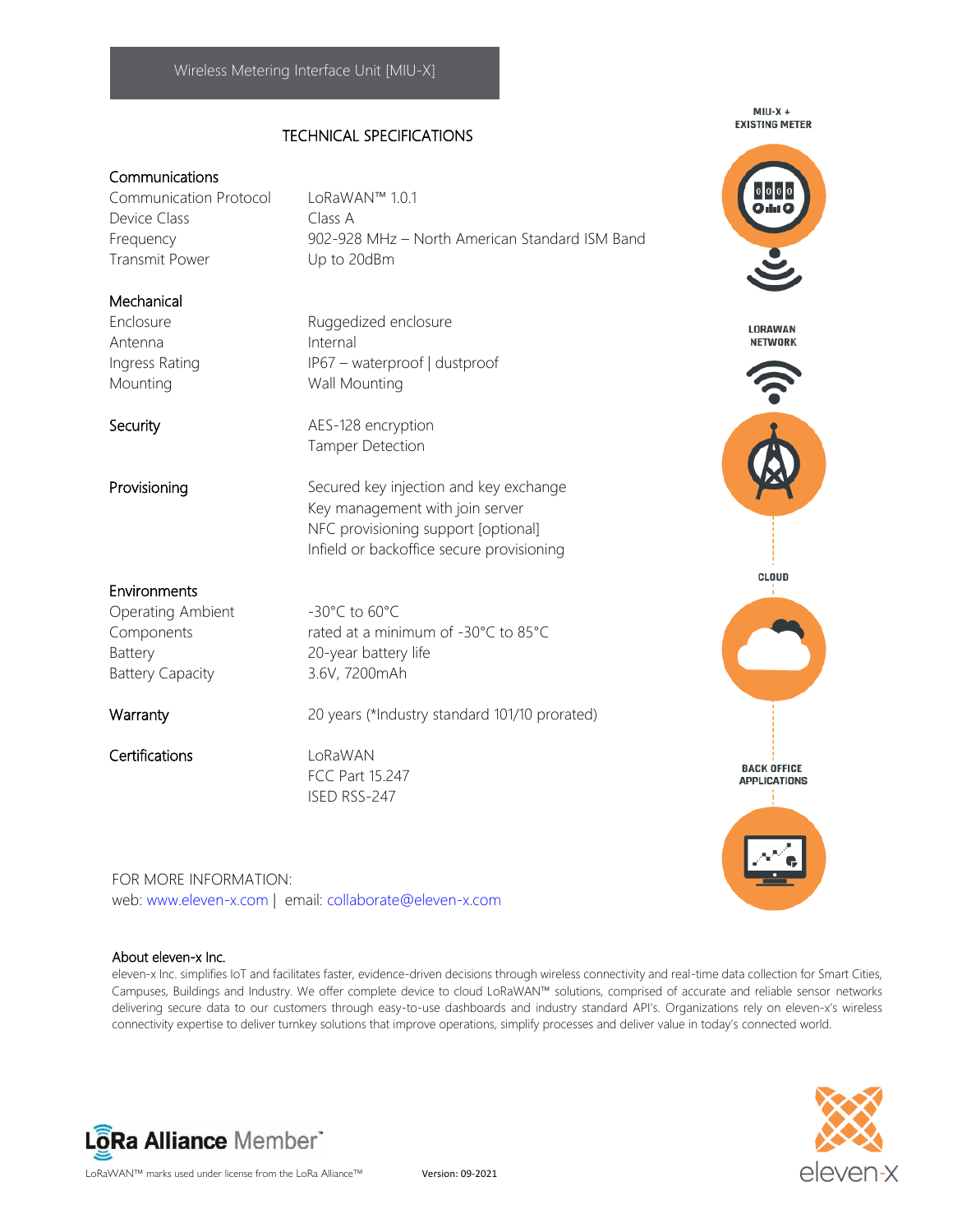Wireless Metering Interface Unit [MIU-X]

## TECHNICAL SPECIFICATIONS

### Communications

| | |
|---|---|
| Communication Protocol | LoRaWAN™ 1.0.1 |
| Device Class | Class A |
| Frequency | 902-928 MHz – North American Standard ISM Band |
| Transmit Power | Up to 20dBm |

### Mechanical

| | |
|---|---|
| Enclosure | Ruggedized enclosure |
| Antenna | Internal |
| Ingress Rating | IP67 – waterproof \| dustproof |
| Mounting | Wall Mounting |

### Security

AES-128 encryption
Tamper Detection

### Provisioning

Secured key injection and key exchange
Key management with join server
NFC provisioning support [optional]
Infield or backoffice secure provisioning

### Environments

| | |
|---|---|
| Operating Ambient | -30°C to 60°C |
| Components | rated at a minimum of -30°C to 85°C |
| Battery | 20-year battery life |
| Battery Capacity | 3.6V, 7200mAh |

### Warranty

20 years (*Industry standard 101/10 prorated)

### Certifications

LoRaWAN
FCC Part 15.247
ISED RSS-247

MIU-X + EXISTING METER

LORAWAN NETWORK

CLOUD

BACK OFFICE APPLICATIONS

FOR MORE INFORMATION:
web: www.eleven-x.com | email: collaborate@eleven-x.com

### About eleven-x Inc.

eleven-x Inc. simplifies IoT and facilitates faster, evidence-driven decisions through wireless connectivity and real-time data collection for Smart Cities, Campuses, Buildings and Industry. We offer complete device to cloud LoRaWAN™ solutions, comprised of accurate and reliable sensor networks delivering secure data to our customers through easy-to-use dashboards and industry standard API's. Organizations rely on eleven-x's wireless connectivity expertise to deliver turnkey solutions that improve operations, simplify processes and deliver value in today's connected world.

LoRa Alliance Member™

LoRaWAN™ marks used under license from the LoRa Alliance™

Version: 09-2021

eleven-x